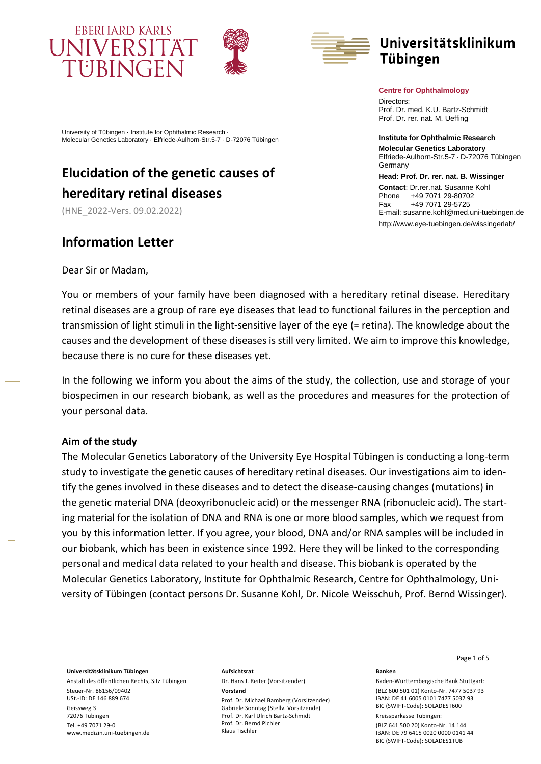EBERHARD KARLS UNIVERSITÄT TÜBINGEN

Universitätsklinikum Tübingen

**Centre for Ophthalmology**

Directors:
Prof. Dr. med. K.U. Bartz-Schmidt
Prof. Dr. rer. nat. M. Ueffing

**Institute for Ophthalmic Research**
**Molecular Genetics Laboratory**
Elfriede-Aulhorn-Str.5-7 · D-72076 Tübingen
Germany

**Head: Prof. Dr. rer. nat. B. Wissinger**

**Contact**: Dr.rer.nat. Susanne Kohl
Phone +49 7071 29-80702
Fax +49 7071 29-5725
E-mail: susanne.kohl@med.uni-tuebingen.de
http://www.eye-tuebingen.de/wissingerlab/

University of Tübingen · Institute for Ophthalmic Research · Molecular Genetics Laboratory · Elfriede-Aulhorn-Str.5-7 · D-72076 Tübingen

# Elucidation of the genetic causes of hereditary retinal diseases

(HNE_2022-Vers. 09.02.2022)

## Information Letter

Dear Sir or Madam,

You or members of your family have been diagnosed with a hereditary retinal disease. Hereditary retinal diseases are a group of rare eye diseases that lead to functional failures in the perception and transmission of light stimuli in the light-sensitive layer of the eye (= retina). The knowledge about the causes and the development of these diseases is still very limited. We aim to improve this knowledge, because there is no cure for these diseases yet.

In the following we inform you about the aims of the study, the collection, use and storage of your biospecimen in our research biobank, as well as the procedures and measures for the protection of your personal data.

### Aim of the study

The Molecular Genetics Laboratory of the University Eye Hospital Tübingen is conducting a long-term study to investigate the genetic causes of hereditary retinal diseases. Our investigations aim to identify the genes involved in these diseases and to detect the disease-causing changes (mutations) in the genetic material DNA (deoxyribonucleic acid) or the messenger RNA (ribonucleic acid). The starting material for the isolation of DNA and RNA is one or more blood samples, which we request from you by this information letter. If you agree, your blood, DNA and/or RNA samples will be included in our biobank, which has been in existence since 1992. Here they will be linked to the corresponding personal and medical data related to your health and disease. This biobank is operated by the Molecular Genetics Laboratory, Institute for Ophthalmic Research, Centre for Ophthalmology, University of Tübingen (contact persons Dr. Susanne Kohl, Dr. Nicole Weisschuh, Prof. Bernd Wissinger).

**Universitätsklinikum Tübingen**
Anstalt des öffentlichen Rechts, Sitz Tübingen
Steuer-Nr. 86156/09402
USt.-ID: DE 146 889 674
Geissweg 3
72076 Tübingen
Tel. +49 7071 29-0
www.medizin.uni-tuebingen.de

**Aufsichtsrat**
Dr. Hans J. Reiter (Vorsitzender)
**Vorstand**
Prof. Dr. Michael Bamberg (Vorsitzender)
Gabriele Sonntag (Stellv. Vorsitzende)
Prof. Dr. Karl Ulrich Bartz-Schmidt
Prof. Dr. Bernd Pichler
Klaus Tischler

**Banken**
Baden-Württembergische Bank Stuttgart:
(BLZ 600 501 01) Konto-Nr. 7477 5037 93
IBAN: DE 41 6005 0101 7477 5037 93
BIC (SWIFT-Code): SOLADEST600
Kreissparkasse Tübingen:
(BLZ 641 500 20) Konto-Nr. 14 144
IBAN: DE 79 6415 0020 0000 0141 44
BIC (SWIFT-Code): SOLADES1TUB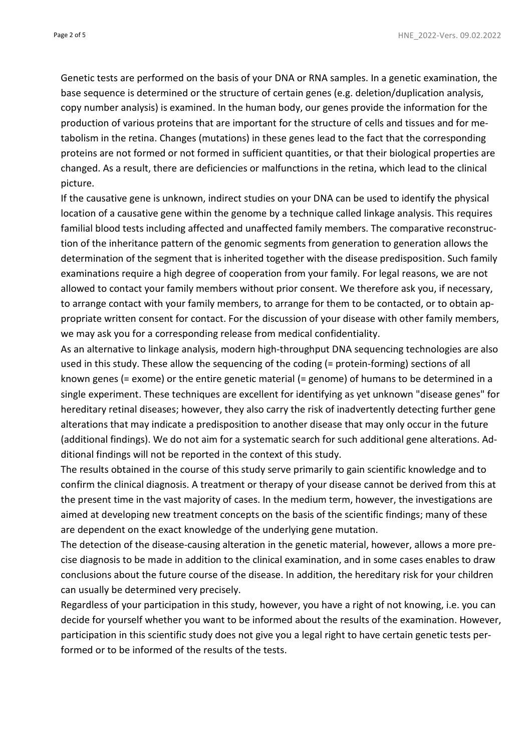Genetic tests are performed on the basis of your DNA or RNA samples. In a genetic examination, the base sequence is determined or the structure of certain genes (e.g. deletion/duplication analysis, copy number analysis) is examined. In the human body, our genes provide the information for the production of various proteins that are important for the structure of cells and tissues and for metabolism in the retina. Changes (mutations) in these genes lead to the fact that the corresponding proteins are not formed or not formed in sufficient quantities, or that their biological properties are changed. As a result, there are deficiencies or malfunctions in the retina, which lead to the clinical picture.

If the causative gene is unknown, indirect studies on your DNA can be used to identify the physical location of a causative gene within the genome by a technique called linkage analysis. This requires familial blood tests including affected and unaffected family members. The comparative reconstruction of the inheritance pattern of the genomic segments from generation to generation allows the determination of the segment that is inherited together with the disease predisposition. Such family examinations require a high degree of cooperation from your family. For legal reasons, we are not allowed to contact your family members without prior consent. We therefore ask you, if necessary, to arrange contact with your family members, to arrange for them to be contacted, or to obtain appropriate written consent for contact. For the discussion of your disease with other family members, we may ask you for a corresponding release from medical confidentiality.

As an alternative to linkage analysis, modern high-throughput DNA sequencing technologies are also used in this study. These allow the sequencing of the coding (= protein-forming) sections of all known genes (= exome) or the entire genetic material (= genome) of humans to be determined in a single experiment. These techniques are excellent for identifying as yet unknown "disease genes" for hereditary retinal diseases; however, they also carry the risk of inadvertently detecting further gene alterations that may indicate a predisposition to another disease that may only occur in the future (additional findings). We do not aim for a systematic search for such additional gene alterations. Additional findings will not be reported in the context of this study.

The results obtained in the course of this study serve primarily to gain scientific knowledge and to confirm the clinical diagnosis. A treatment or therapy of your disease cannot be derived from this at the present time in the vast majority of cases. In the medium term, however, the investigations are aimed at developing new treatment concepts on the basis of the scientific findings; many of these are dependent on the exact knowledge of the underlying gene mutation.

The detection of the disease-causing alteration in the genetic material, however, allows a more precise diagnosis to be made in addition to the clinical examination, and in some cases enables to draw conclusions about the future course of the disease. In addition, the hereditary risk for your children can usually be determined very precisely.

Regardless of your participation in this study, however, you have a right of not knowing, i.e. you can decide for yourself whether you want to be informed about the results of the examination. However, participation in this scientific study does not give you a legal right to have certain genetic tests performed or to be informed of the results of the tests.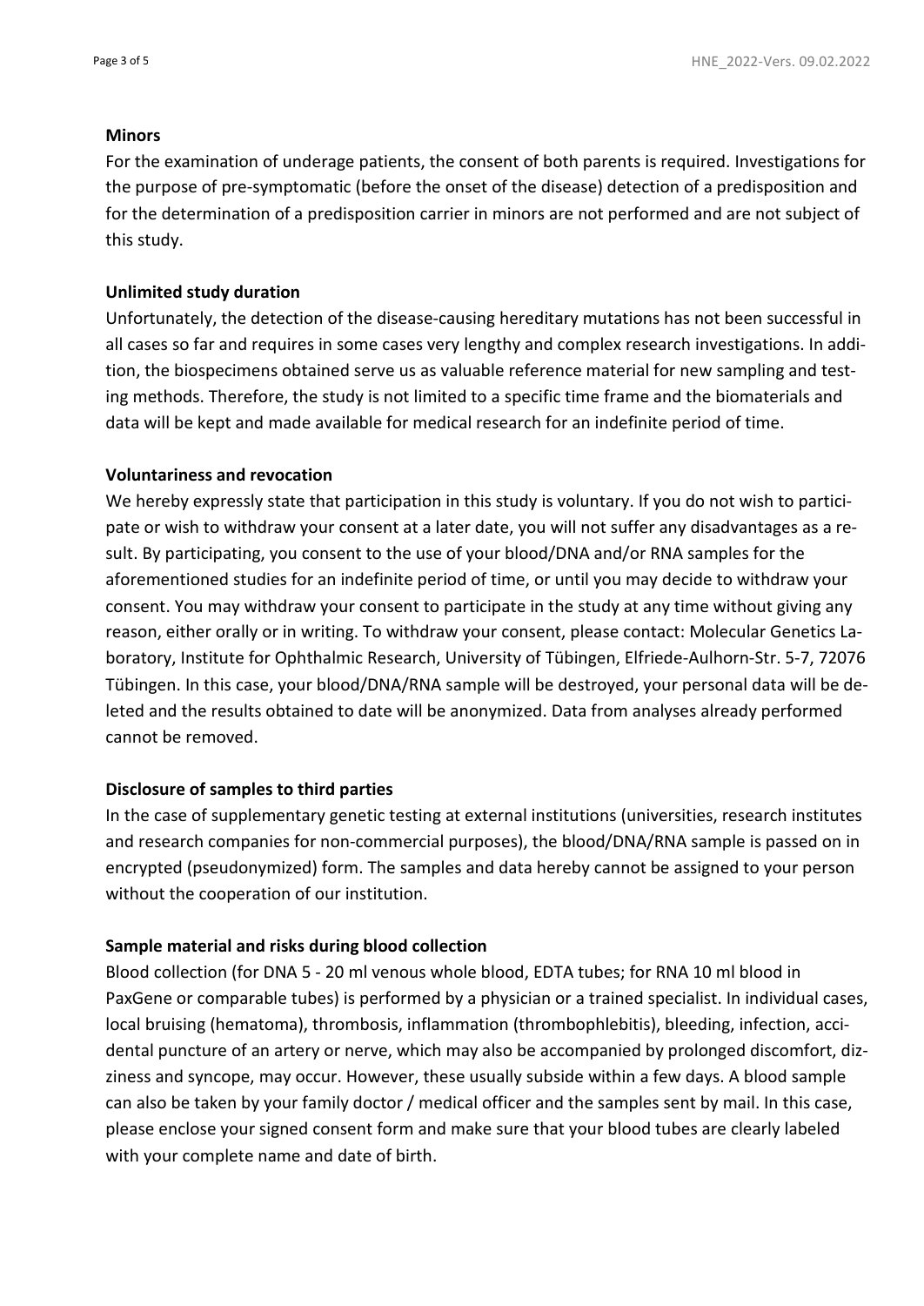**Minors**

For the examination of underage patients, the consent of both parents is required. Investigations for the purpose of pre-symptomatic (before the onset of the disease) detection of a predisposition and for the determination of a predisposition carrier in minors are not performed and are not subject of this study.

**Unlimited study duration**

Unfortunately, the detection of the disease-causing hereditary mutations has not been successful in all cases so far and requires in some cases very lengthy and complex research investigations. In addition, the biospecimens obtained serve us as valuable reference material for new sampling and testing methods. Therefore, the study is not limited to a specific time frame and the biomaterials and data will be kept and made available for medical research for an indefinite period of time.

**Voluntariness and revocation**

We hereby expressly state that participation in this study is voluntary. If you do not wish to participate or wish to withdraw your consent at a later date, you will not suffer any disadvantages as a result. By participating, you consent to the use of your blood/DNA and/or RNA samples for the aforementioned studies for an indefinite period of time, or until you may decide to withdraw your consent. You may withdraw your consent to participate in the study at any time without giving any reason, either orally or in writing. To withdraw your consent, please contact: Molecular Genetics Laboratory, Institute for Ophthalmic Research, University of Tübingen, Elfriede-Aulhorn-Str. 5-7, 72076 Tübingen. In this case, your blood/DNA/RNA sample will be destroyed, your personal data will be deleted and the results obtained to date will be anonymized. Data from analyses already performed cannot be removed.

**Disclosure of samples to third parties**

In the case of supplementary genetic testing at external institutions (universities, research institutes and research companies for non-commercial purposes), the blood/DNA/RNA sample is passed on in encrypted (pseudonymized) form. The samples and data hereby cannot be assigned to your person without the cooperation of our institution.

**Sample material and risks during blood collection**

Blood collection (for DNA 5 - 20 ml venous whole blood, EDTA tubes; for RNA 10 ml blood in PaxGene or comparable tubes) is performed by a physician or a trained specialist. In individual cases, local bruising (hematoma), thrombosis, inflammation (thrombophlebitis), bleeding, infection, accidental puncture of an artery or nerve, which may also be accompanied by prolonged discomfort, dizziness and syncope, may occur. However, these usually subside within a few days. A blood sample can also be taken by your family doctor / medical officer and the samples sent by mail. In this case, please enclose your signed consent form and make sure that your blood tubes are clearly labeled with your complete name and date of birth.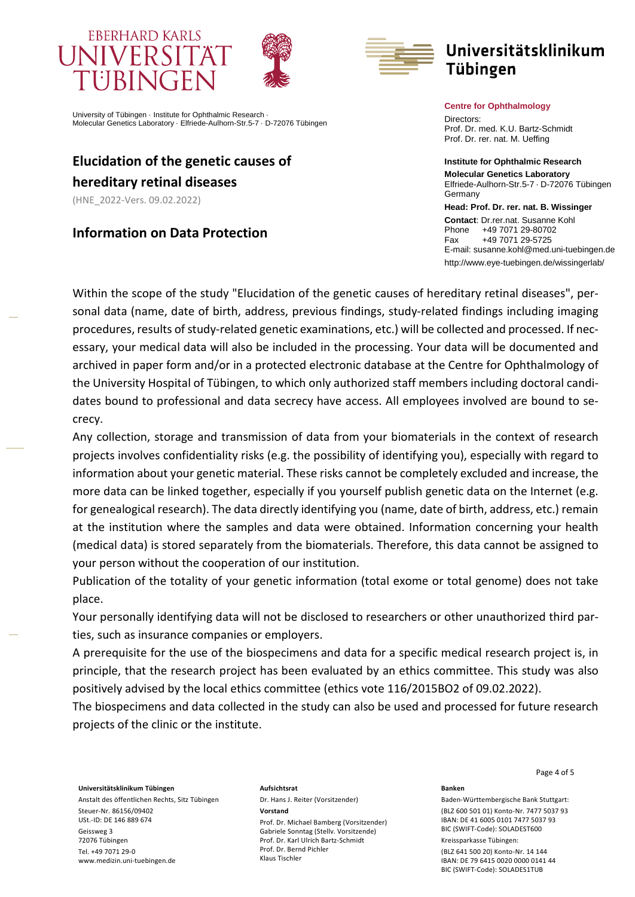University of Tübingen · Institute for Ophthalmic Research · Molecular Genetics Laboratory · Elfriede-Aulhorn-Str.5-7 · D-72076 Tübingen

# Elucidation of the genetic causes of hereditary retinal diseases

(HNE_2022-Vers. 09.02.2022)

## Information on Data Protection

**Centre for Ophthalmology**

Directors:
Prof. Dr. med. K.U. Bartz-Schmidt
Prof. Dr. rer. nat. M. Ueffing

**Institute for Ophthalmic Research**

**Molecular Genetics Laboratory**
Elfriede-Aulhorn-Str.5-7 · D-72076 Tübingen
Germany

**Head: Prof. Dr. rer. nat. B. Wissinger**

**Contact**: Dr.rer.nat. Susanne Kohl
Phone +49 7071 29-80702
Fax +49 7071 29-5725
E-mail: susanne.kohl@med.uni-tuebingen.de
http://www.eye-tuebingen.de/wissingerlab/

Within the scope of the study "Elucidation of the genetic causes of hereditary retinal diseases", personal data (name, date of birth, address, previous findings, study-related findings including imaging procedures, results of study-related genetic examinations, etc.) will be collected and processed. If necessary, your medical data will also be included in the processing. Your data will be documented and archived in paper form and/or in a protected electronic database at the Centre for Ophthalmology of the University Hospital of Tübingen, to which only authorized staff members including doctoral candidates bound to professional and data secrecy have access. All employees involved are bound to secrecy.

Any collection, storage and transmission of data from your biomaterials in the context of research projects involves confidentiality risks (e.g. the possibility of identifying you), especially with regard to information about your genetic material. These risks cannot be completely excluded and increase, the more data can be linked together, especially if you yourself publish genetic data on the Internet (e.g. for genealogical research). The data directly identifying you (name, date of birth, address, etc.) remain at the institution where the samples and data were obtained. Information concerning your health (medical data) is stored separately from the biomaterials. Therefore, this data cannot be assigned to your person without the cooperation of our institution.

Publication of the totality of your genetic information (total exome or total genome) does not take place.

Your personally identifying data will not be disclosed to researchers or other unauthorized third parties, such as insurance companies or employers.

A prerequisite for the use of the biospecimens and data for a specific medical research project is, in principle, that the research project has been evaluated by an ethics committee. This study was also positively advised by the local ethics committee (ethics vote 116/2015BO2 of 09.02.2022).

The biospecimens and data collected in the study can also be used and processed for future research projects of the clinic or the institute.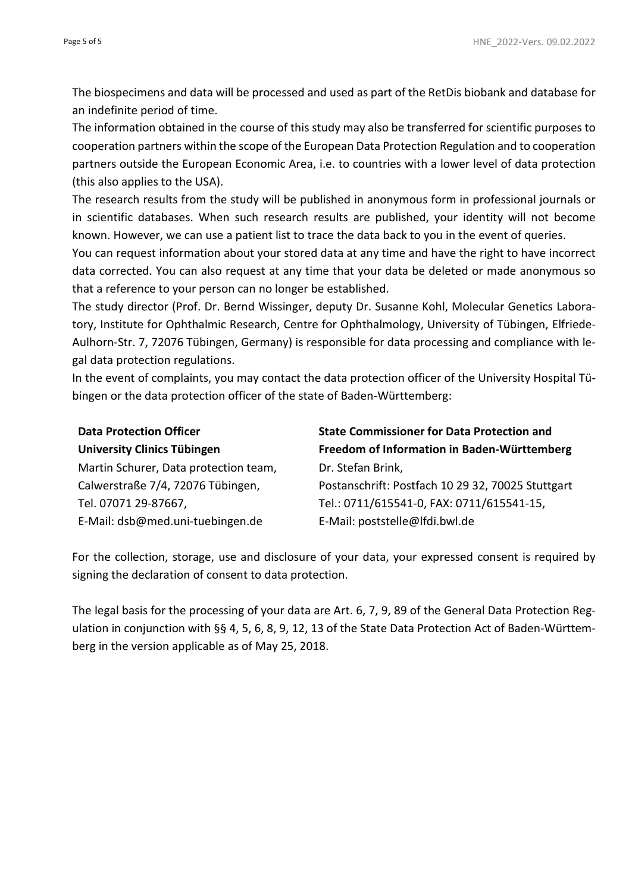The biospecimens and data will be processed and used as part of the RetDis biobank and database for an indefinite period of time.

The information obtained in the course of this study may also be transferred for scientific purposes to cooperation partners within the scope of the European Data Protection Regulation and to cooperation partners outside the European Economic Area, i.e. to countries with a lower level of data protection (this also applies to the USA).

The research results from the study will be published in anonymous form in professional journals or in scientific databases. When such research results are published, your identity will not become known. However, we can use a patient list to trace the data back to you in the event of queries.

You can request information about your stored data at any time and have the right to have incorrect data corrected. You can also request at any time that your data be deleted or made anonymous so that a reference to your person can no longer be established.

The study director (Prof. Dr. Bernd Wissinger, deputy Dr. Susanne Kohl, Molecular Genetics Laboratory, Institute for Ophthalmic Research, Centre for Ophthalmology, University of Tübingen, Elfriede-Aulhorn-Str. 7, 72076 Tübingen, Germany) is responsible for data processing and compliance with legal data protection regulations.

In the event of complaints, you may contact the data protection officer of the University Hospital Tübingen or the data protection officer of the state of Baden-Württemberg:

**Data Protection Officer**
**University Clinics Tübingen**
Martin Schurer, Data protection team,
Calwerstraße 7/4, 72076 Tübingen,
Tel. 07071 29-87667,
E-Mail: dsb@med.uni-tuebingen.de

**State Commissioner for Data Protection and**
**Freedom of Information in Baden-Württemberg**
Dr. Stefan Brink,
Postanschrift: Postfach 10 29 32, 70025 Stuttgart
Tel.: 0711/615541-0, FAX: 0711/615541-15,
E-Mail: poststelle@lfdi.bwl.de

For the collection, storage, use and disclosure of your data, your expressed consent is required by signing the declaration of consent to data protection.

The legal basis for the processing of your data are Art. 6, 7, 9, 89 of the General Data Protection Regulation in conjunction with §§ 4, 5, 6, 8, 9, 12, 13 of the State Data Protection Act of Baden-Württemberg in the version applicable as of May 25, 2018.